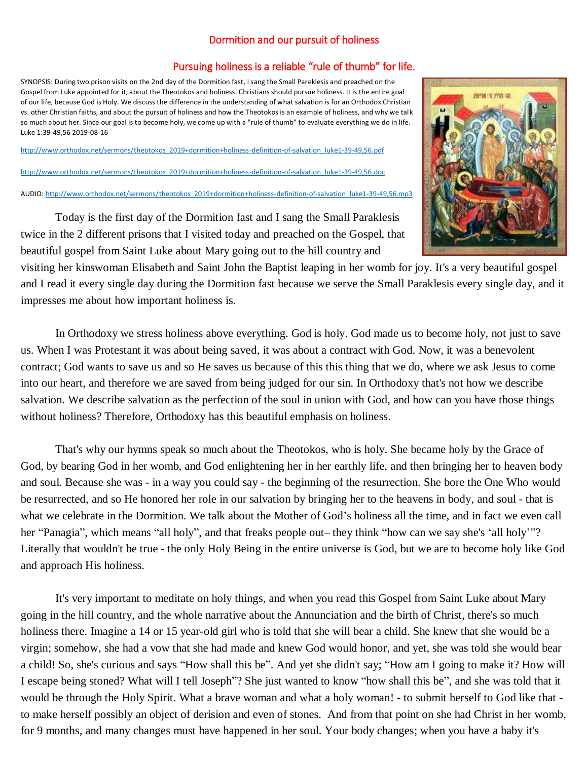# Dormition and our pursuit of holiness

## Pursuing holiness is a reliable "rule of thumb" for life.

SYNOPSIS: During two prison visits on the 2nd day of the Dormition fast, I sang the Small Pareklesis and preached on the Gospel from Luke appointed for it, about the Theotokos and holiness. Christians should pursue holiness. It is the entire goal of our life, because God is Holy. We discuss the difference in the understanding of what salvation is for an Orthodox Christian vs. other Christian faiths, and about the pursuit of holiness and how the Theotokos is an example of holiness, and why we talk so much about her. Since our goal is to become holy, we come up with a "rule of thumb" to evaluate everything we do in life. Luke 1:39-49,56 2019-08-16

http://www.orthodox.net/sermons/theotokos_2019+dormition+holiness-definition-of-salvation_luke1-39-49,56.pdf

http://www.orthodox.net/sermons/theotokos_2019+dormition+holiness-definition-of-salvation_luke1-39-49,56.doc

AUDIO: http://www.orthodox.net/sermons/theotokos_2019+dormition+holiness-definition-of-salvation_luke1-39-49,56.mp3

Today is the first day of the Dormition fast and I sang the Small Paraklesis twice in the 2 different prisons that I visited today and preached on the Gospel, that beautiful gospel from Saint Luke about Mary going out to the hill country and visiting her kinswoman Elisabeth and Saint John the Baptist leaping in her womb for joy. It's a very beautiful gospel and I read it every single day during the Dormition fast because we serve the Small Paraklesis every single day, and it impresses me about how important holiness is.

In Orthodoxy we stress holiness above everything. God is holy. God made us to become holy, not just to save us. When I was Protestant it was about being saved, it was about a contract with God. Now, it was a benevolent contract; God wants to save us and so He saves us because of this this thing that we do, where we ask Jesus to come into our heart, and therefore we are saved from being judged for our sin. In Orthodoxy that's not how we describe salvation. We describe salvation as the perfection of the soul in union with God, and how can you have those things without holiness? Therefore, Orthodoxy has this beautiful emphasis on holiness.

That's why our hymns speak so much about the Theotokos, who is holy. She became holy by the Grace of God, by bearing God in her womb, and God enlightening her in her earthly life, and then bringing her to heaven body and soul. Because she was - in a way you could say - the beginning of the resurrection. She bore the One Who would be resurrected, and so He honored her role in our salvation by bringing her to the heavens in body, and soul - that is what we celebrate in the Dormition. We talk about the Mother of God's holiness all the time, and in fact we even call her "Panagia", which means "all holy", and that freaks people out– they think "how can we say she's 'all holy'"? Literally that wouldn't be true - the only Holy Being in the entire universe is God, but we are to become holy like God and approach His holiness.

It's very important to meditate on holy things, and when you read this Gospel from Saint Luke about Mary going in the hill country, and the whole narrative about the Annunciation and the birth of Christ, there's so much holiness there. Imagine a 14 or 15 year-old girl who is told that she will bear a child. She knew that she would be a virgin; somehow, she had a vow that she had made and knew God would honor, and yet, she was told she would bear a child! So, she's curious and says "How shall this be". And yet she didn't say; "How am I going to make it? How will I escape being stoned? What will I tell Joseph"? She just wanted to know "how shall this be", and she was told that it would be through the Holy Spirit. What a brave woman and what a holy woman! - to submit herself to God like that - to make herself possibly an object of derision and even of stones. And from that point on she had Christ in her womb, for 9 months, and many changes must have happened in her soul. Your body changes; when you have a baby it's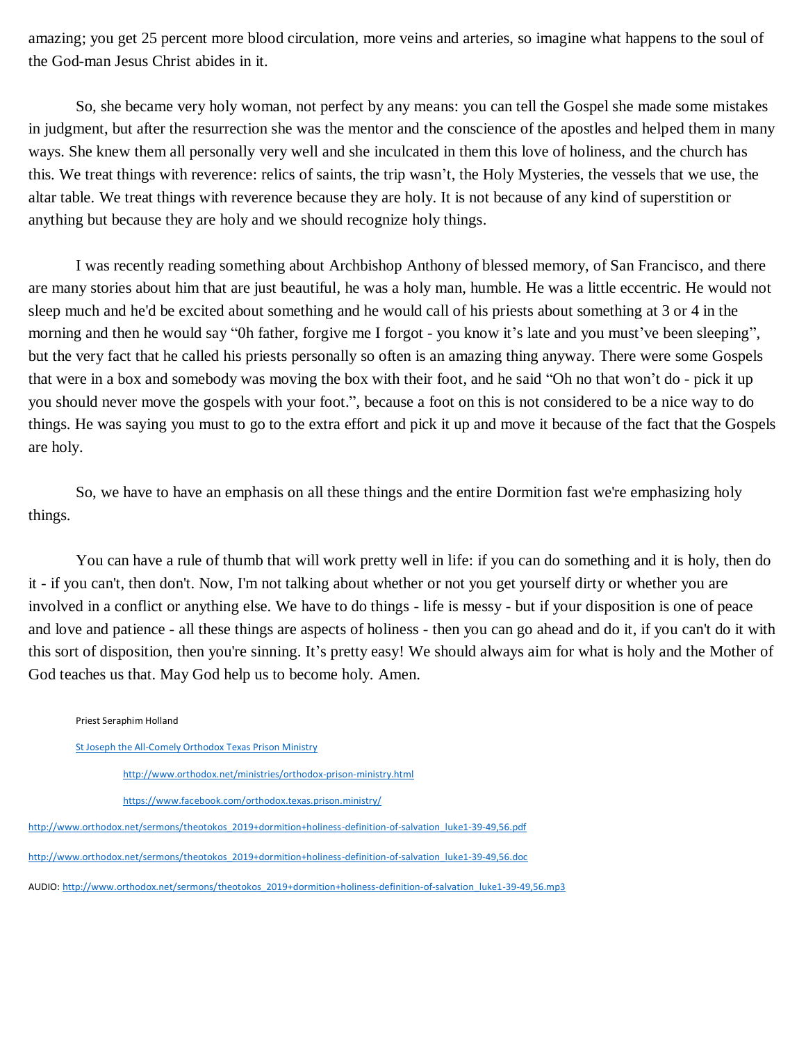amazing; you get 25 percent more blood circulation, more veins and arteries, so imagine what happens to the soul of the God-man Jesus Christ abides in it.

So, she became very holy woman, not perfect by any means: you can tell the Gospel she made some mistakes in judgment, but after the resurrection she was the mentor and the conscience of the apostles and helped them in many ways. She knew them all personally very well and she inculcated in them this love of holiness, and the church has this. We treat things with reverence: relics of saints, the trip wasn't, the Holy Mysteries, the vessels that we use, the altar table. We treat things with reverence because they are holy. It is not because of any kind of superstition or anything but because they are holy and we should recognize holy things.

I was recently reading something about Archbishop Anthony of blessed memory, of San Francisco, and there are many stories about him that are just beautiful, he was a holy man, humble. He was a little eccentric. He would not sleep much and he'd be excited about something and he would call of his priests about something at 3 or 4 in the morning and then he would say "0h father, forgive me I forgot - you know it's late and you must've been sleeping", but the very fact that he called his priests personally so often is an amazing thing anyway. There were some Gospels that were in a box and somebody was moving the box with their foot, and he said "Oh no that won't do - pick it up you should never move the gospels with your foot.", because a foot on this is not considered to be a nice way to do things. He was saying you must to go to the extra effort and pick it up and move it because of the fact that the Gospels are holy.

So, we have to have an emphasis on all these things and the entire Dormition fast we're emphasizing holy things.

You can have a rule of thumb that will work pretty well in life: if you can do something and it is holy, then do it - if you can't, then don't. Now, I'm not talking about whether or not you get yourself dirty or whether you are involved in a conflict or anything else. We have to do things - life is messy - but if your disposition is one of peace and love and patience - all these things are aspects of holiness - then you can go ahead and do it, if you can't do it with this sort of disposition, then you're sinning. It's pretty easy! We should always aim for what is holy and the Mother of God teaches us that. May God help us to become holy. Amen.

Priest Seraphim Holland

St Joseph the All-Comely Orthodox Texas Prison Ministry

http://www.orthodox.net/ministries/orthodox-prison-ministry.html

https://www.facebook.com/orthodox.texas.prison.ministry/

http://www.orthodox.net/sermons/theotokos_2019+dormition+holiness-definition-of-salvation_luke1-39-49,56.pdf

http://www.orthodox.net/sermons/theotokos_2019+dormition+holiness-definition-of-salvation_luke1-39-49,56.doc

AUDIO: http://www.orthodox.net/sermons/theotokos_2019+dormition+holiness-definition-of-salvation_luke1-39-49,56.mp3